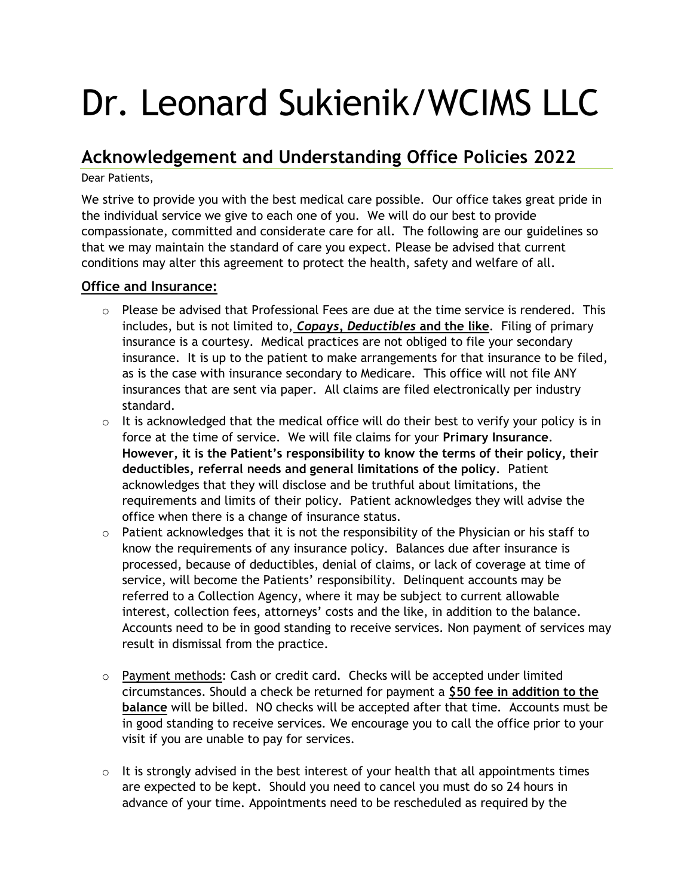# Dr. Leonard Sukienik/WCIMS LLC

## Acknowledgement and Understanding Office Policies 2022

Dear Patients,

We strive to provide you with the best medical care possible. Our office takes great pride in the individual service we give to each one of you. We will do our best to provide compassionate, committed and considerate care for all. The following are our guidelines so that we may maintain the standard of care you expect. Please be advised that current conditions may alter this agreement to protect the health, safety and welfare of all.

### Office and Insurance:

- Please be advised that Professional Fees are due at the time service is rendered. This includes, but is not limited to, ***Copays, Deductibles*** **and the like**. Filing of primary insurance is a courtesy. Medical practices are not obliged to file your secondary insurance. It is up to the patient to make arrangements for that insurance to be filed, as is the case with insurance secondary to Medicare. This office will not file ANY insurances that are sent via paper. All claims are filed electronically per industry standard.
- It is acknowledged that the medical office will do their best to verify your policy is in force at the time of service. We will file claims for your **Primary Insurance**. **However, it is the Patient's responsibility to know the terms of their policy, their deductibles, referral needs and general limitations of the policy**. Patient acknowledges that they will disclose and be truthful about limitations, the requirements and limits of their policy. Patient acknowledges they will advise the office when there is a change of insurance status.
- Patient acknowledges that it is not the responsibility of the Physician or his staff to know the requirements of any insurance policy. Balances due after insurance is processed, because of deductibles, denial of claims, or lack of coverage at time of service, will become the Patients' responsibility. Delinquent accounts may be referred to a Collection Agency, where it may be subject to current allowable interest, collection fees, attorneys' costs and the like, in addition to the balance. Accounts need to be in good standing to receive services. Non payment of services may result in dismissal from the practice.
- Payment methods: Cash or credit card. Checks will be accepted under limited circumstances. Should a check be returned for payment a **$50 fee in addition to the balance** will be billed. NO checks will be accepted after that time. Accounts must be in good standing to receive services. We encourage you to call the office prior to your visit if you are unable to pay for services.
- It is strongly advised in the best interest of your health that all appointments times are expected to be kept. Should you need to cancel you must do so 24 hours in advance of your time. Appointments need to be rescheduled as required by the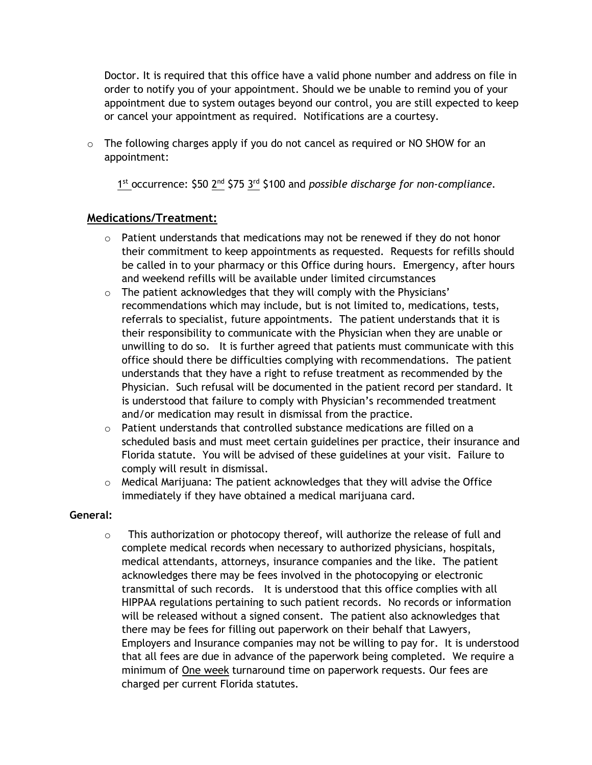Doctor. It is required that this office have a valid phone number and address on file in order to notify you of your appointment. Should we be unable to remind you of your appointment due to system outages beyond our control, you are still expected to keep or cancel your appointment as required. Notifications are a courtesy.

- The following charges apply if you do not cancel as required or NO SHOW for an appointment:

  1st occurrence: $50 2nd $75 3rd $100 and *possible discharge for non-compliance*.

## Medications/Treatment:

- Patient understands that medications may not be renewed if they do not honor their commitment to keep appointments as requested. Requests for refills should be called in to your pharmacy or this Office during hours. Emergency, after hours and weekend refills will be available under limited circumstances
- The patient acknowledges that they will comply with the Physicians' recommendations which may include, but is not limited to, medications, tests, referrals to specialist, future appointments. The patient understands that it is their responsibility to communicate with the Physician when they are unable or unwilling to do so. It is further agreed that patients must communicate with this office should there be difficulties complying with recommendations. The patient understands that they have a right to refuse treatment as recommended by the Physician. Such refusal will be documented in the patient record per standard. It is understood that failure to comply with Physician's recommended treatment and/or medication may result in dismissal from the practice.
- Patient understands that controlled substance medications are filled on a scheduled basis and must meet certain guidelines per practice, their insurance and Florida statute. You will be advised of these guidelines at your visit. Failure to comply will result in dismissal.
- Medical Marijuana: The patient acknowledges that they will advise the Office immediately if they have obtained a medical marijuana card.

## General:

- This authorization or photocopy thereof, will authorize the release of full and complete medical records when necessary to authorized physicians, hospitals, medical attendants, attorneys, insurance companies and the like. The patient acknowledges there may be fees involved in the photocopying or electronic transmittal of such records. It is understood that this office complies with all HIPPAA regulations pertaining to such patient records. No records or information will be released without a signed consent. The patient also acknowledges that there may be fees for filling out paperwork on their behalf that Lawyers, Employers and Insurance companies may not be willing to pay for. It is understood that all fees are due in advance of the paperwork being completed. We require a minimum of One week turnaround time on paperwork requests. Our fees are charged per current Florida statutes.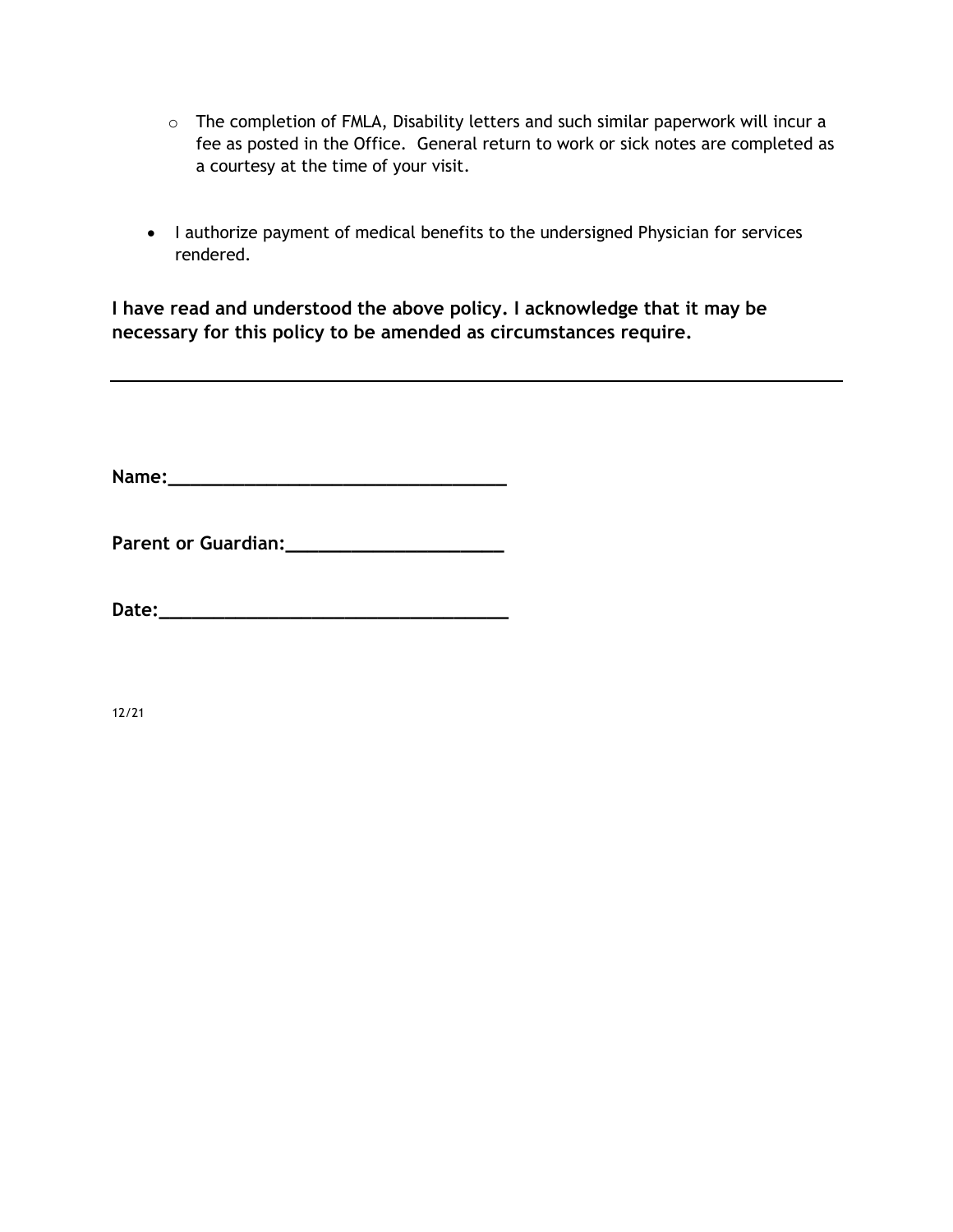- The completion of FMLA, Disability letters and such similar paperwork will incur a fee as posted in the Office. General return to work or sick notes are completed as a courtesy at the time of your visit.

- I authorize payment of medical benefits to the undersigned Physician for services rendered.

**I have read and understood the above policy. I acknowledge that it may be necessary for this policy to be amended as circumstances require.**

---

**Name:_________________________________**

**Parent or Guardian:_____________________**

**Date:__________________________________**

12/21